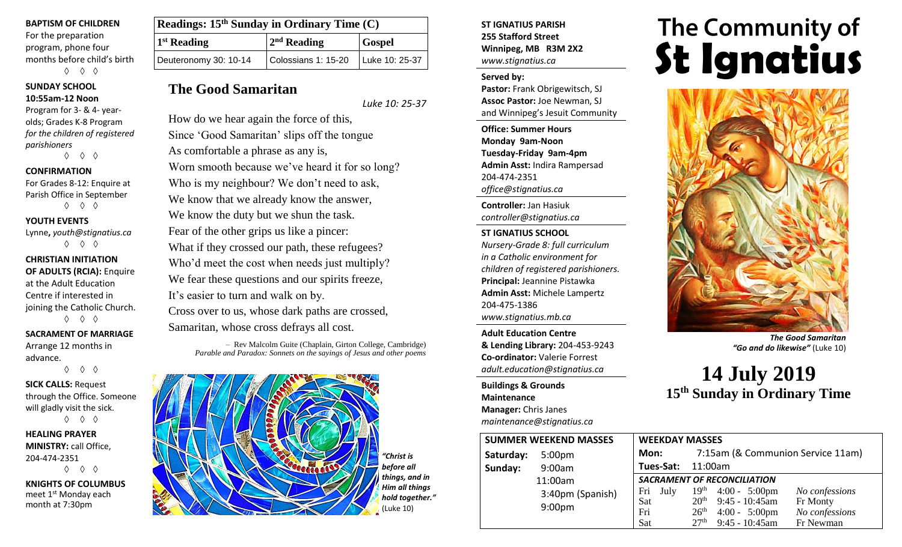**BAPTISM OF CHILDREN**
For the preparation program, phone four months before child's birth

◊ ◊ ◊

**SUNDAY SCHOOL**
**10:55am-12 Noon**
Program for 3- & 4- year-olds; Grades K-8 Program *for the children of registered parishioners*

◊ ◊ ◊

**CONFIRMATION**
For Grades 8-12: Enquire at Parish Office in September

◊ ◊ ◊

**YOUTH EVENTS**
Lynne**,** *youth@stignatius.ca*

◊ ◊ ◊

**CHRISTIAN INITIATION OF ADULTS (RCIA):** Enquire at the Adult Education Centre if interested in joining the Catholic Church.

◊ ◊ ◊

**SACRAMENT OF MARRIAGE**
Arrange 12 months in advance.

◊ ◊ ◊

**SICK CALLS:** Request through the Office. Someone will gladly visit the sick.

◊ ◊ ◊

**HEALING PRAYER MINISTRY:** call Office, 204-474-2351

◊ ◊ ◊

**KNIGHTS OF COLUMBUS**
meet 1st Monday each month at 7:30pm

| Readings: 15th Sunday in Ordinary Time (C) | | |
|---|---|---|
| 1st Reading | 2nd Reading | Gospel |
| Deuteronomy 30: 10-14 | Colossians 1: 15-20 | Luke 10: 25-37 |

## The Good Samaritan

*Luke 10: 25-37*

How do we hear again the force of this,
Since 'Good Samaritan' slips off the tongue
As comfortable a phrase as any is,
Worn smooth because we've heard it for so long?
Who is my neighbour? We don't need to ask,
We know that we already know the answer,
We know the duty but we shun the task.
Fear of the other grips us like a pincer:
What if they crossed our path, these refugees?
Who'd meet the cost when needs just multiply?
We fear these questions and our spirits freeze,
It's easier to turn and walk on by.
Cross over to us, whose dark paths are crossed,
Samaritan, whose cross defrays all cost.

– Rev Malcolm Guite (Chaplain, Girton College, Cambridge)
*Parable and Paradox: Sonnets on the sayings of Jesus and other poems*

***"Christ is before all things, and in Him all things hold together."*** (Luke 10)

**ST IGNATIUS PARISH**
**255 Stafford Street**
**Winnipeg, MB R3M 2X2**
*www.stignatius.ca*

**Served by:**
**Pastor:** Frank Obrigewitsch, SJ
**Assoc Pastor:** Joe Newman, SJ
and Winnipeg's Jesuit Community

**Office: Summer Hours**
**Monday 9am-Noon**
**Tuesday-Friday 9am-4pm**
**Admin Asst:** Indira Rampersad
204-474-2351
*office@stignatius.ca*

**Controller:** Jan Hasiuk
*controller@stignatius.ca*

**ST IGNATIUS SCHOOL**
*Nursery-Grade 8: full curriculum in a Catholic environment for children of registered parishioners.*
**Principal:** Jeannine Pistawka
**Admin Asst:** Michele Lampertz
204-475-1386
*www.stignatius.mb.ca*

**Adult Education Centre & Lending Library:** 204-453-9243
**Co-ordinator:** Valerie Forrest
*adult.education@stignatius.ca*

**Buildings & Grounds Maintenance Manager:** Chris Janes
*maintenance@stignatius.ca*

# The Community of St Ignatius

***The Good Samaritan***
***"Go and do likewise"*** (Luke 10)

# 14 July 2019
## 15th Sunday in Ordinary Time

| SUMMER WEEKEND MASSES | |
|---|---|
| Saturday: | 5:00pm |
| Sunday: | 9:00am |
| | 11:00am |
| | 3:40pm (Spanish) |
| | 9:00pm |

**WEEKDAY MASSES**

| | | | |
|---|---|---|---|
| Mon: | 7:15am (& Communion Service 11am) | | |
| Tues-Sat: | 11:00am | | |

**SACRAMENT OF RECONCILIATION**

| | | | |
|---|---|---|---|
| Fri July | 19th | 4:00 - 5:00pm | *No confessions* |
| Sat | 20th | 9:45 - 10:45am | Fr Monty |
| Fri | 26th | 4:00 - 5:00pm | *No confessions* |
| Sat | 27th | 9:45 - 10:45am | Fr Newman |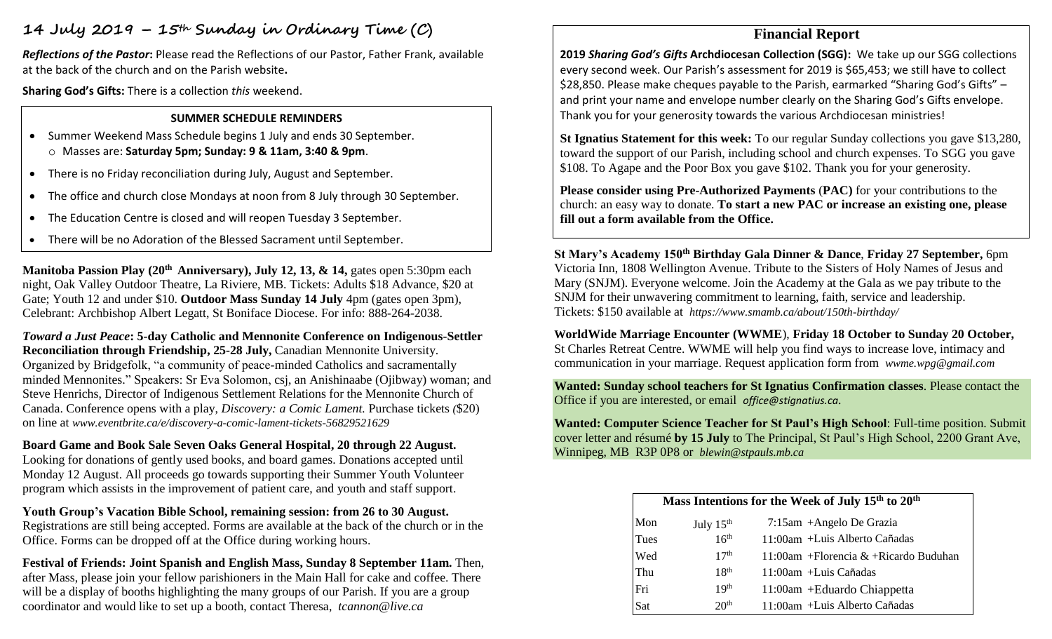# 14 July 2019 – 15th Sunday in Ordinary Time (C)

***Reflections of the Pastor*:** Please read the Reflections of our Pastor, Father Frank, available at the back of the church and on the Parish website**.**

**Sharing God's Gifts:** There is a collection *this* weekend.

**SUMMER SCHEDULE REMINDERS**

- Summer Weekend Mass Schedule begins 1 July and ends 30 September.
  - Masses are: **Saturday 5pm; Sunday: 9 & 11am, 3:40 & 9pm**.
- There is no Friday reconciliation during July, August and September.
- The office and church close Mondays at noon from 8 July through 30 September.
- The Education Centre is closed and will reopen Tuesday 3 September.
- There will be no Adoration of the Blessed Sacrament until September.

**Manitoba Passion Play (20th Anniversary), July 12, 13, & 14,** gates open 5:30pm each night, Oak Valley Outdoor Theatre, La Riviere, MB. Tickets: Adults $18 Advance, $20 at Gate; Youth 12 and under $10. **Outdoor Mass Sunday 14 July** 4pm (gates open 3pm), Celebrant: Archbishop Albert Legatt, St Boniface Diocese. For info: 888-264-2038.

***Toward a Just Peace*: 5-day Catholic and Mennonite Conference on Indigenous-Settler Reconciliation through Friendship, 25-28 July,** Canadian Mennonite University. Organized by Bridgefolk, "a community of peace-minded Catholics and sacramentally minded Mennonites." Speakers: Sr Eva Solomon, csj, an Anishinaabe (Ojibway) woman; and Steve Henrichs, Director of Indigenous Settlement Relations for the Mennonite Church of Canada. Conference opens with a play, *Discovery: a Comic Lament.* Purchase tickets ($20) on line at *www.eventbrite.ca/e/discovery-a-comic-lament-tickets-56829521629*

**Board Game and Book Sale Seven Oaks General Hospital, 20 through 22 August.** Looking for donations of gently used books, and board games. Donations accepted until Monday 12 August. All proceeds go towards supporting their Summer Youth Volunteer program which assists in the improvement of patient care, and youth and staff support.

**Youth Group's Vacation Bible School, remaining session: from 26 to 30 August.** Registrations are still being accepted. Forms are available at the back of the church or in the Office. Forms can be dropped off at the Office during working hours.

**Festival of Friends: Joint Spanish and English Mass, Sunday 8 September 11am.** Then, after Mass, please join your fellow parishioners in the Main Hall for cake and coffee. There will be a display of booths highlighting the many groups of our Parish. If you are a group coordinator and would like to set up a booth, contact Theresa, *tcannon@live.ca*

## Financial Report

**2019 *Sharing God's Gifts* Archdiocesan Collection (SGG):** We take up our SGG collections every second week. Our Parish's assessment for 2019 is $65,453; we still have to collect $28,850. Please make cheques payable to the Parish, earmarked "Sharing God's Gifts" – and print your name and envelope number clearly on the Sharing God's Gifts envelope. Thank you for your generosity towards the various Archdiocesan ministries!

**St Ignatius Statement for this week:** To our regular Sunday collections you gave $13,280, toward the support of our Parish, including school and church expenses. To SGG you gave $108. To Agape and the Poor Box you gave $102. Thank you for your generosity.

**Please consider using Pre-Authorized Payments** (**PAC)** for your contributions to the church: an easy way to donate. **To start a new PAC or increase an existing one, please fill out a form available from the Office.**

**St Mary's Academy 150th Birthday Gala Dinner & Dance**, **Friday 27 September,** 6pm Victoria Inn, 1808 Wellington Avenue. Tribute to the Sisters of Holy Names of Jesus and Mary (SNJM). Everyone welcome. Join the Academy at the Gala as we pay tribute to the SNJM for their unwavering commitment to learning, faith, service and leadership. Tickets: $150 available at *https://www.smamb.ca/about/150th-birthday/*

**WorldWide Marriage Encounter (WWME**), **Friday 18 October to Sunday 20 October,** St Charles Retreat Centre. WWME will help you find ways to increase love, intimacy and communication in your marriage. Request application form from *wwme.wpg@gmail.com*

**Wanted: Sunday school teachers for St Ignatius Confirmation classes**. Please contact the Office if you are interested, or email *office@stignatius.ca*.

**Wanted: Computer Science Teacher for St Paul's High School**: Full-time position. Submit cover letter and résumé **by 15 July** to The Principal, St Paul's High School, 2200 Grant Ave, Winnipeg, MB R3P 0P8 or *blewin@stpauls.mb.ca*

**Mass Intentions for the Week of July 15th to 20th**

| | | |
|---|---|---|
| Mon | July 15th | 7:15am +Angelo De Grazia |
| Tues | 16th | 11:00am +Luis Alberto Cañadas |
| Wed | 17th | 11:00am +Florencia & +Ricardo Buduhan |
| Thu | 18th | 11:00am +Luis Cañadas |
| Fri | 19th | 11:00am +Eduardo Chiappetta |
| Sat | 20th | 11:00am +Luis Alberto Cañadas |